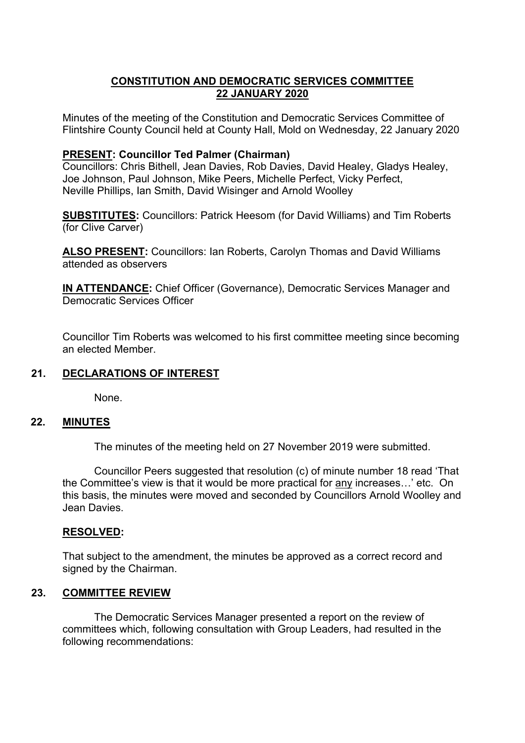# CONSTITUTION AND DEMOCRATIC SERVICES COMMITTEE
# 22 JANUARY 2020

Minutes of the meeting of the Constitution and Democratic Services Committee of Flintshire County Council held at County Hall, Mold on Wednesday, 22 January 2020

**PRESENT: Councillor Ted Palmer (Chairman)**
Councillors: Chris Bithell, Jean Davies, Rob Davies, David Healey, Gladys Healey, Joe Johnson, Paul Johnson, Mike Peers, Michelle Perfect, Vicky Perfect, Neville Phillips, Ian Smith, David Wisinger and Arnold Woolley

**SUBSTITUTES:** Councillors: Patrick Heesom (for David Williams) and Tim Roberts (for Clive Carver)

**ALSO PRESENT:** Councillors: Ian Roberts, Carolyn Thomas and David Williams attended as observers

**IN ATTENDANCE:** Chief Officer (Governance), Democratic Services Manager and Democratic Services Officer

Councillor Tim Roberts was welcomed to his first committee meeting since becoming an elected Member.

## 21. DECLARATIONS OF INTEREST

None.

## 22. MINUTES

The minutes of the meeting held on 27 November 2019 were submitted.

Councillor Peers suggested that resolution (c) of minute number 18 read 'That the Committee's view is that it would be more practical for any increases…' etc. On this basis, the minutes were moved and seconded by Councillors Arnold Woolley and Jean Davies.

**RESOLVED:**

That subject to the amendment, the minutes be approved as a correct record and signed by the Chairman.

## 23. COMMITTEE REVIEW

The Democratic Services Manager presented a report on the review of committees which, following consultation with Group Leaders, had resulted in the following recommendations: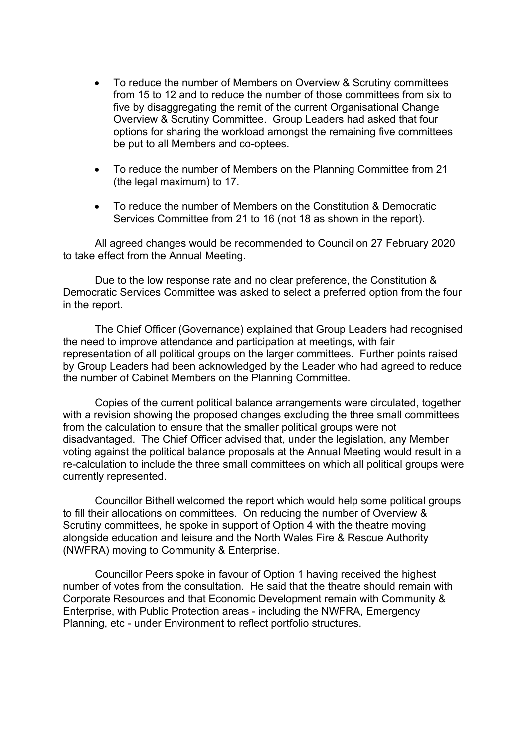- To reduce the number of Members on Overview & Scrutiny committees from 15 to 12 and to reduce the number of those committees from six to five by disaggregating the remit of the current Organisational Change Overview & Scrutiny Committee. Group Leaders had asked that four options for sharing the workload amongst the remaining five committees be put to all Members and co-optees.

- To reduce the number of Members on the Planning Committee from 21 (the legal maximum) to 17.

- To reduce the number of Members on the Constitution & Democratic Services Committee from 21 to 16 (not 18 as shown in the report).

All agreed changes would be recommended to Council on 27 February 2020 to take effect from the Annual Meeting.

Due to the low response rate and no clear preference, the Constitution & Democratic Services Committee was asked to select a preferred option from the four in the report.

The Chief Officer (Governance) explained that Group Leaders had recognised the need to improve attendance and participation at meetings, with fair representation of all political groups on the larger committees. Further points raised by Group Leaders had been acknowledged by the Leader who had agreed to reduce the number of Cabinet Members on the Planning Committee.

Copies of the current political balance arrangements were circulated, together with a revision showing the proposed changes excluding the three small committees from the calculation to ensure that the smaller political groups were not disadvantaged. The Chief Officer advised that, under the legislation, any Member voting against the political balance proposals at the Annual Meeting would result in a re-calculation to include the three small committees on which all political groups were currently represented.

Councillor Bithell welcomed the report which would help some political groups to fill their allocations on committees. On reducing the number of Overview & Scrutiny committees, he spoke in support of Option 4 with the theatre moving alongside education and leisure and the North Wales Fire & Rescue Authority (NWFRA) moving to Community & Enterprise.

Councillor Peers spoke in favour of Option 1 having received the highest number of votes from the consultation. He said that the theatre should remain with Corporate Resources and that Economic Development remain with Community & Enterprise, with Public Protection areas - including the NWFRA, Emergency Planning, etc - under Environment to reflect portfolio structures.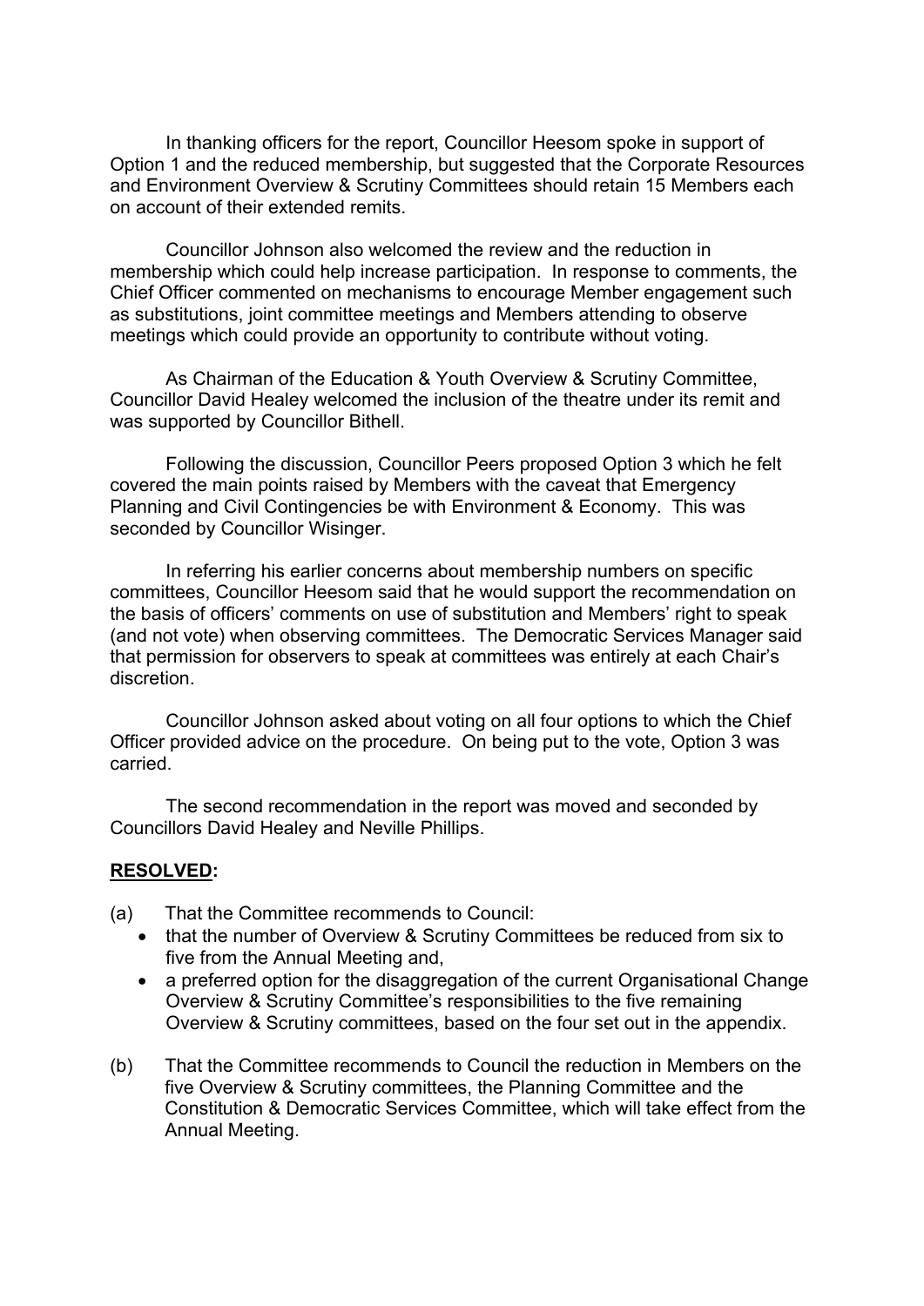In thanking officers for the report, Councillor Heesom spoke in support of Option 1 and the reduced membership, but suggested that the Corporate Resources and Environment Overview & Scrutiny Committees should retain 15 Members each on account of their extended remits.

Councillor Johnson also welcomed the review and the reduction in membership which could help increase participation. In response to comments, the Chief Officer commented on mechanisms to encourage Member engagement such as substitutions, joint committee meetings and Members attending to observe meetings which could provide an opportunity to contribute without voting.

As Chairman of the Education & Youth Overview & Scrutiny Committee, Councillor David Healey welcomed the inclusion of the theatre under its remit and was supported by Councillor Bithell.

Following the discussion, Councillor Peers proposed Option 3 which he felt covered the main points raised by Members with the caveat that Emergency Planning and Civil Contingencies be with Environment & Economy. This was seconded by Councillor Wisinger.

In referring his earlier concerns about membership numbers on specific committees, Councillor Heesom said that he would support the recommendation on the basis of officers' comments on use of substitution and Members' right to speak (and not vote) when observing committees. The Democratic Services Manager said that permission for observers to speak at committees was entirely at each Chair's discretion.

Councillor Johnson asked about voting on all four options to which the Chief Officer provided advice on the procedure. On being put to the vote, Option 3 was carried.

The second recommendation in the report was moved and seconded by Councillors David Healey and Neville Phillips.

**RESOLVED:**

(a) That the Committee recommends to Council:
- that the number of Overview & Scrutiny Committees be reduced from six to five from the Annual Meeting and,
- a preferred option for the disaggregation of the current Organisational Change Overview & Scrutiny Committee's responsibilities to the five remaining Overview & Scrutiny committees, based on the four set out in the appendix.

(b) That the Committee recommends to Council the reduction in Members on the five Overview & Scrutiny committees, the Planning Committee and the Constitution & Democratic Services Committee, which will take effect from the Annual Meeting.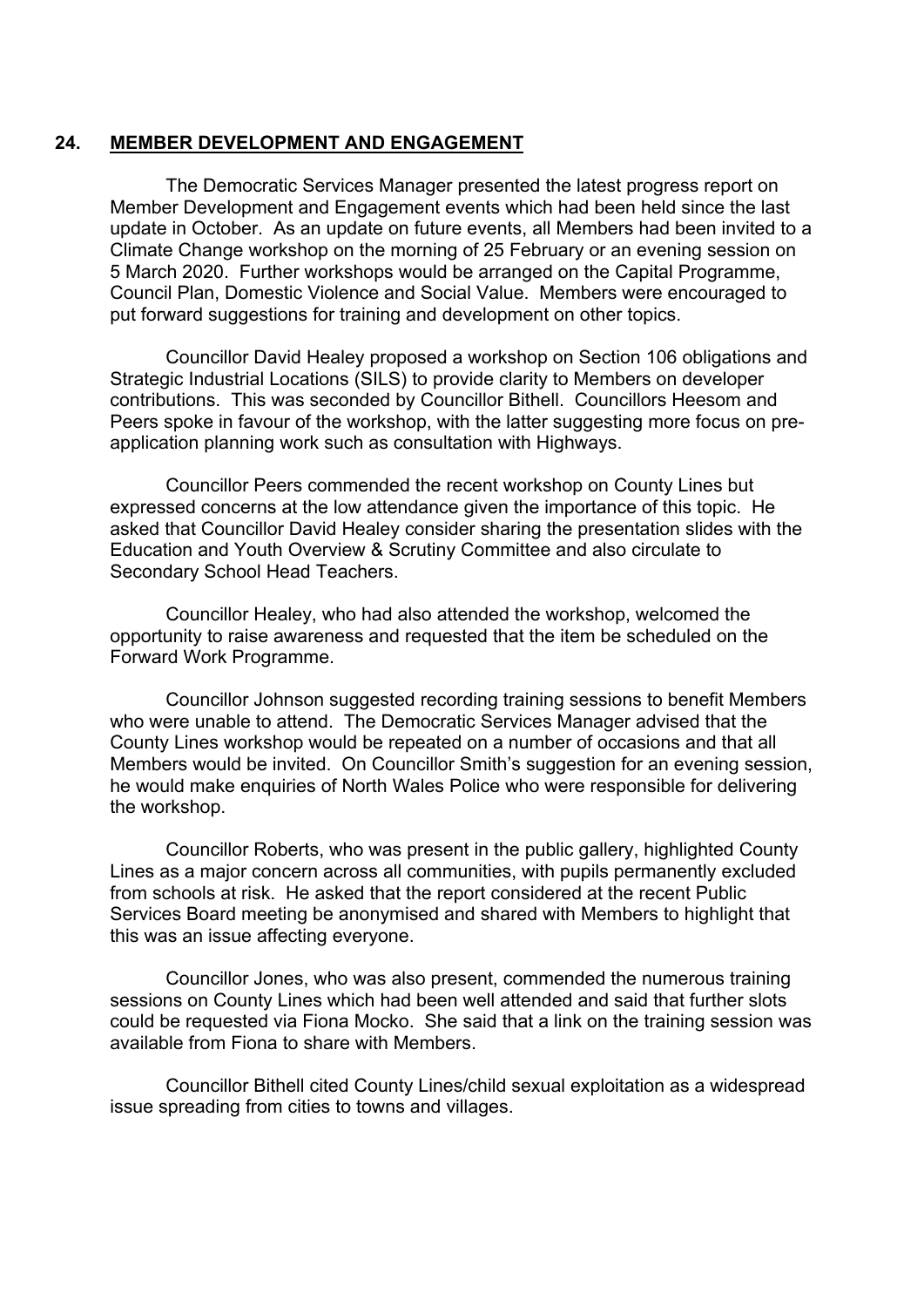## 24. MEMBER DEVELOPMENT AND ENGAGEMENT

The Democratic Services Manager presented the latest progress report on Member Development and Engagement events which had been held since the last update in October. As an update on future events, all Members had been invited to a Climate Change workshop on the morning of 25 February or an evening session on 5 March 2020. Further workshops would be arranged on the Capital Programme, Council Plan, Domestic Violence and Social Value. Members were encouraged to put forward suggestions for training and development on other topics.

Councillor David Healey proposed a workshop on Section 106 obligations and Strategic Industrial Locations (SILS) to provide clarity to Members on developer contributions. This was seconded by Councillor Bithell. Councillors Heesom and Peers spoke in favour of the workshop, with the latter suggesting more focus on pre-application planning work such as consultation with Highways.

Councillor Peers commended the recent workshop on County Lines but expressed concerns at the low attendance given the importance of this topic. He asked that Councillor David Healey consider sharing the presentation slides with the Education and Youth Overview & Scrutiny Committee and also circulate to Secondary School Head Teachers.

Councillor Healey, who had also attended the workshop, welcomed the opportunity to raise awareness and requested that the item be scheduled on the Forward Work Programme.

Councillor Johnson suggested recording training sessions to benefit Members who were unable to attend. The Democratic Services Manager advised that the County Lines workshop would be repeated on a number of occasions and that all Members would be invited. On Councillor Smith's suggestion for an evening session, he would make enquiries of North Wales Police who were responsible for delivering the workshop.

Councillor Roberts, who was present in the public gallery, highlighted County Lines as a major concern across all communities, with pupils permanently excluded from schools at risk. He asked that the report considered at the recent Public Services Board meeting be anonymised and shared with Members to highlight that this was an issue affecting everyone.

Councillor Jones, who was also present, commended the numerous training sessions on County Lines which had been well attended and said that further slots could be requested via Fiona Mocko. She said that a link on the training session was available from Fiona to share with Members.

Councillor Bithell cited County Lines/child sexual exploitation as a widespread issue spreading from cities to towns and villages.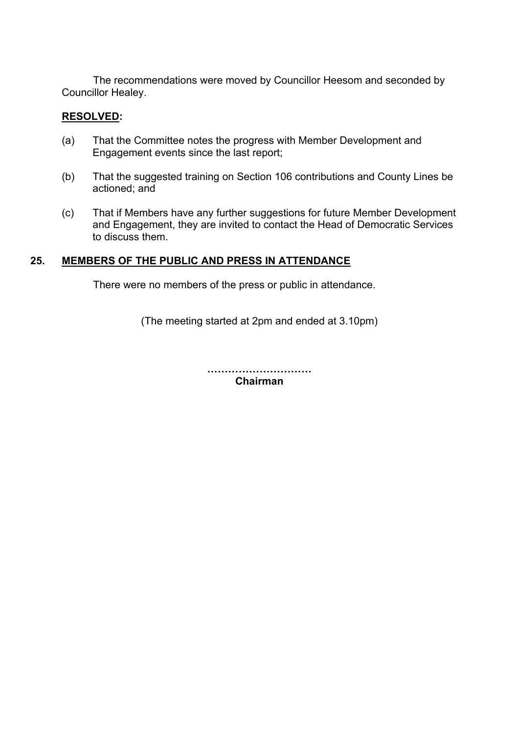The recommendations were moved by Councillor Heesom and seconded by Councillor Healey.

**RESOLVED:**

(a) That the Committee notes the progress with Member Development and Engagement events since the last report;

(b) That the suggested training on Section 106 contributions and County Lines be actioned; and

(c) That if Members have any further suggestions for future Member Development and Engagement, they are invited to contact the Head of Democratic Services to discuss them.

## 25. MEMBERS OF THE PUBLIC AND PRESS IN ATTENDANCE

There were no members of the press or public in attendance.

(The meeting started at 2pm and ended at 3.10pm)

…………………………
**Chairman**